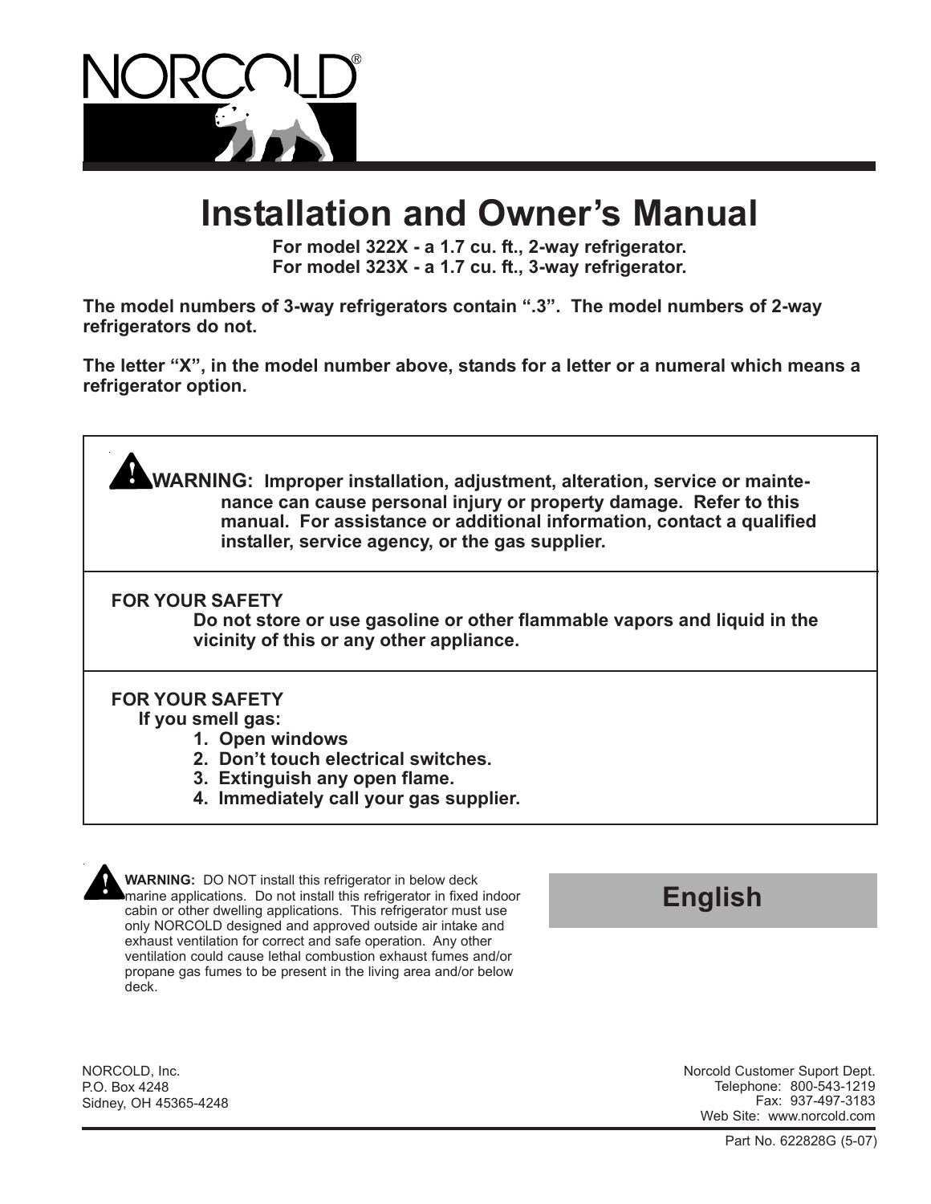# NORCOLD®

# Installation and Owner's Manual

**For model 322X - a 1.7 cu. ft., 2-way refrigerator.**
**For model 323X - a 1.7 cu. ft., 3-way refrigerator.**

**The model numbers of 3-way refrigerators contain ".3". The model numbers of 2-way refrigerators do not.**

**The letter "X", in the model number above, stands for a letter or a numeral which means a refrigerator option.**

---

**WARNING: Improper installation, adjustment, alteration, service or maintenance can cause personal injury or property damage. Refer to this manual. For assistance or additional information, contact a qualified installer, service agency, or the gas supplier.**

---

**FOR YOUR SAFETY**
**Do not store or use gasoline or other flammable vapors and liquid in the vicinity of this or any other appliance.**

---

**FOR YOUR SAFETY**
**If you smell gas:**

1. **Open windows**
2. **Don't touch electrical switches.**
3. **Extinguish any open flame.**
4. **Immediately call your gas supplier.**

---

**WARNING:** DO NOT install this refrigerator in below deck marine applications. Do not install this refrigerator in fixed indoor cabin or other dwelling applications. This refrigerator must use only NORCOLD designed and approved outside air intake and exhaust ventilation for correct and safe operation. Any other ventilation could cause lethal combustion exhaust fumes and/or propane gas fumes to be present in the living area and/or below deck.

**English**

NORCOLD, Inc.
P.O. Box 4248
Sidney, OH 45365-4248

Norcold Customer Suport Dept.
Telephone: 800-543-1219
Fax: 937-497-3183
Web Site: www.norcold.com

Part No. 622828G (5-07)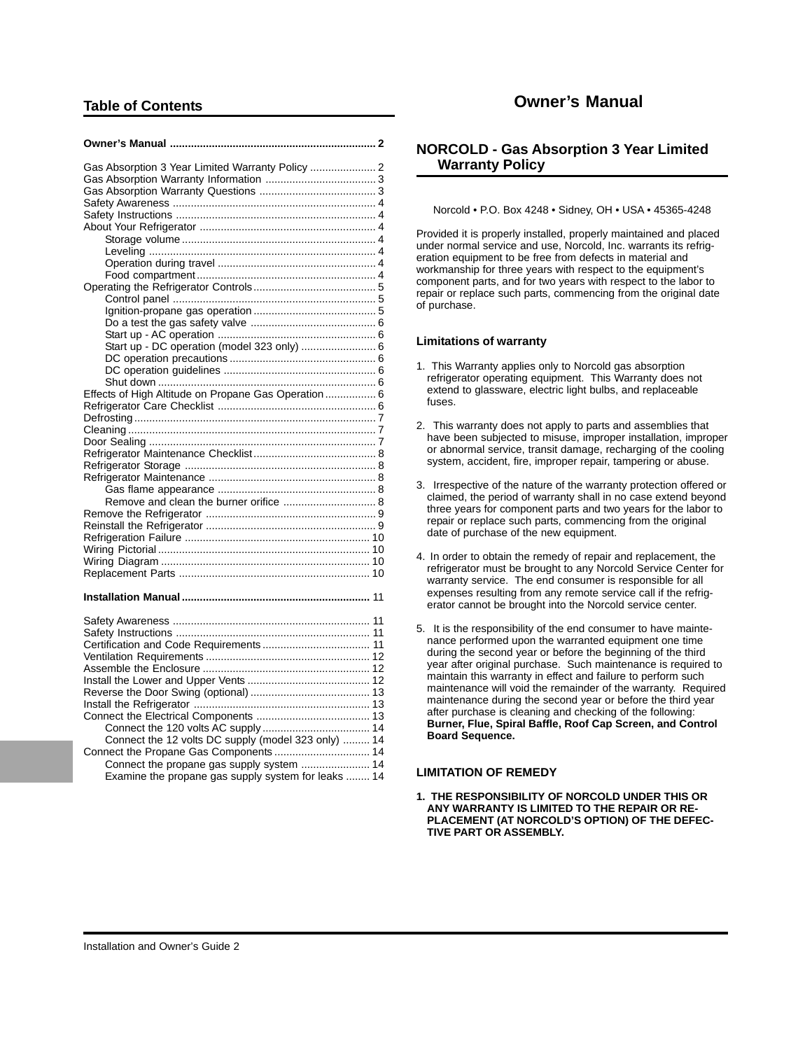## Table of Contents

**Owner's Manual .................................................................... 2**

Gas Absorption 3 Year Limited Warranty Policy ...................... 2
Gas Absorption Warranty Information ..................................... 3
Gas Absorption Warranty Questions ....................................... 3
Safety Awareness ................................................................... 4
Safety Instructions .................................................................. 4
About Your Refrigerator ........................................................... 4
    Storage volume ................................................................. 4
    Leveling ............................................................................ 4
    Operation during travel ..................................................... 4
    Food compartment ............................................................ 4
Operating the Refrigerator Controls ......................................... 5
    Control panel .................................................................... 5
    Ignition-propane gas operation ......................................... 5
    Do a test the gas safety valve .......................................... 6
    Start up - AC operation ..................................................... 6
    Start up - DC operation (model 323 only) ......................... 6
    DC operation precautions ................................................. 6
    DC operation guidelines ................................................... 6
    Shut down ......................................................................... 6
Effects of High Altitude on Propane Gas Operation ................. 6
Refrigerator Care Checklist ..................................................... 6
Defrosting ................................................................................ 7
Cleaning .................................................................................. 7
Door Sealing ............................................................................ 7
Refrigerator Maintenance Checklist ......................................... 8
Refrigerator Storage ................................................................ 8
Refrigerator Maintenance ........................................................ 8
    Gas flame appearance ..................................................... 8
    Remove and clean the burner orifice ............................... 8
Remove the Refrigerator ......................................................... 9
Reinstall the Refrigerator ......................................................... 9
Refrigeration Failure ............................................................... 10
Wiring Pictorial ....................................................................... 10
Wiring Diagram ...................................................................... 10
Replacement Parts ................................................................ 10

**Installation Manual .............................................................. 11**

Safety Awareness .................................................................. 11
Safety Instructions ................................................................. 11
Certification and Code Requirements .................................... 11
Ventilation Requirements ....................................................... 12
Assemble the Enclosure ........................................................ 12
Install the Lower and Upper Vents ......................................... 12
Reverse the Door Swing (optional) ........................................ 13
Install the Refrigerator ........................................................... 13
Connect the Electrical Components ...................................... 13
    Connect the 120 volts AC supply .................................... 14
    Connect the 12 volts DC supply (model 323 only) .......... 14
Connect the Propane Gas Components ................................ 14
    Connect the propane gas supply system ....................... 14
    Examine the propane gas supply system for leaks ........ 14

# Owner's Manual

## NORCOLD - Gas Absorption 3 Year Limited Warranty Policy

Norcold • P.O. Box 4248 • Sidney, OH • USA • 45365-4248

Provided it is properly installed, properly maintained and placed under normal service and use, Norcold, Inc. warrants its refrigeration equipment to be free from defects in material and workmanship for three years with respect to the equipment's component parts, and for two years with respect to the labor to repair or replace such parts, commencing from the original date of purchase.

### Limitations of warranty

1. This Warranty applies only to Norcold gas absorption refrigerator operating equipment. This Warranty does not extend to glassware, electric light bulbs, and replaceable fuses.

2. This warranty does not apply to parts and assemblies that have been subjected to misuse, improper installation, improper or abnormal service, transit damage, recharging of the cooling system, accident, fire, improper repair, tampering or abuse.

3. Irrespective of the nature of the warranty protection offered or claimed, the period of warranty shall in no case extend beyond three years for component parts and two years for the labor to repair or replace such parts, commencing from the original date of purchase of the new equipment.

4. In order to obtain the remedy of repair and replacement, the refrigerator must be brought to any Norcold Service Center for warranty service. The end consumer is responsible for all expenses resulting from any remote service call if the refrigerator cannot be brought into the Norcold service center.

5. It is the responsibility of the end consumer to have maintenance performed upon the warranted equipment one time during the second year or before the beginning of the third year after original purchase. Such maintenance is required to maintain this warranty in effect and failure to perform such maintenance will void the remainder of the warranty. Required maintenance during the second year or before the third year after purchase is cleaning and checking of the following: **Burner, Flue, Spiral Baffle, Roof Cap Screen, and Control Board Sequence.**

### LIMITATION OF REMEDY

**1. THE RESPONSIBILITY OF NORCOLD UNDER THIS OR ANY WARRANTY IS LIMITED TO THE REPAIR OR REPLACEMENT (AT NORCOLD'S OPTION) OF THE DEFECTIVE PART OR ASSEMBLY.**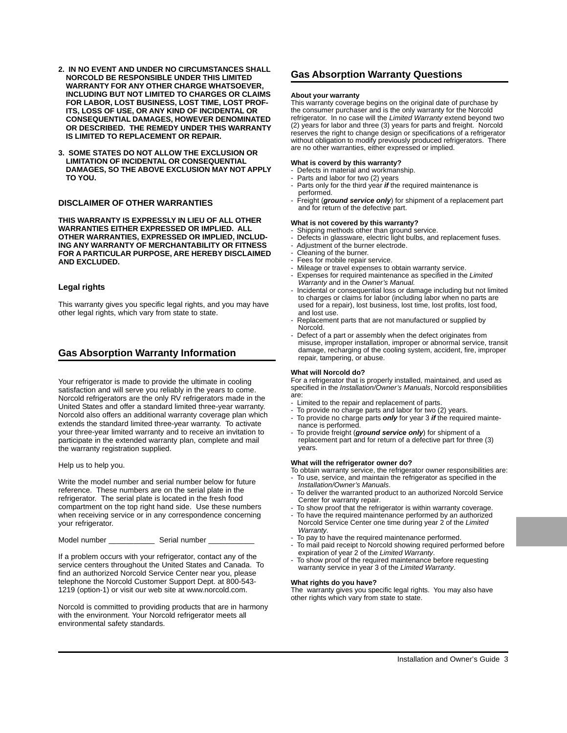**2. IN NO EVENT AND UNDER NO CIRCUMSTANCES SHALL NORCOLD BE RESPONSIBLE UNDER THIS LIMITED WARRANTY FOR ANY OTHER CHARGE WHATSOEVER, INCLUDING BUT NOT LIMITED TO CHARGES OR CLAIMS FOR LABOR, LOST BUSINESS, LOST TIME, LOST PROFITS, LOSS OF USE, OR ANY KIND OF INCIDENTAL OR CONSEQUENTIAL DAMAGES, HOWEVER DENOMINATED OR DESCRIBED. THE REMEDY UNDER THIS WARRANTY IS LIMITED TO REPLACEMENT OR REPAIR.**

**3. SOME STATES DO NOT ALLOW THE EXCLUSION OR LIMITATION OF INCIDENTAL OR CONSEQUENTIAL DAMAGES, SO THE ABOVE EXCLUSION MAY NOT APPLY TO YOU.**

### DISCLAIMER OF OTHER WARRANTIES

**THIS WARRANTY IS EXPRESSLY IN LIEU OF ALL OTHER WARRANTIES EITHER EXPRESSED OR IMPLIED. ALL OTHER WARRANTIES, EXPRESSED OR IMPLIED, INCLUDING ANY WARRANTY OF MERCHANTABILITY OR FITNESS FOR A PARTICULAR PURPOSE, ARE HEREBY DISCLAIMED AND EXCLUDED.**

### Legal rights

This warranty gives you specific legal rights, and you may have other legal rights, which vary from state to state.

## Gas Absorption Warranty Information

Your refrigerator is made to provide the ultimate in cooling satisfaction and will serve you reliably in the years to come. Norcold refrigerators are the only RV refrigerators made in the United States and offer a standard limited three-year warranty. Norcold also offers an additional warranty coverage plan which extends the standard limited three-year warranty. To activate your three-year limited warranty and to receive an invitation to participate in the extended warranty plan, complete and mail the warranty registration supplied.

Help us to help you.

Write the model number and serial number below for future reference. These numbers are on the serial plate in the refrigerator. The serial plate is located in the fresh food compartment on the top right hand side. Use these numbers when receiving service or in any correspondence concerning your refrigerator.

Model number ___________ Serial number ___________

If a problem occurs with your refrigerator, contact any of the service centers throughout the United States and Canada. To find an authorized Norcold Service Center near you, please telephone the Norcold Customer Support Dept. at 800-543-1219 (option-1) or visit our web site at www.norcold.com.

Norcold is committed to providing products that are in harmony with the environment. Your Norcold refrigerator meets all environmental safety standards.

## Gas Absorption Warranty Questions

**About your warranty**

This warranty coverage begins on the original date of purchase by the consumer purchaser and is the only warranty for the Norcold refrigerator. In no case will the *Limited Warranty* extend beyond two (2) years for labor and three (3) years for parts and freight. Norcold reserves the right to change design or specifications of a refrigerator without obligation to modify previously produced refrigerators. There are no other warranties, either expressed or implied.

**What is coverd by this warranty?**

- Defects in material and workmanship.
- Parts and labor for two (2) years
- Parts only for the third year ***if*** the required maintenance is performed.
- Freight (***ground service only***) for shipment of a replacement part and for return of the defective part.

**What is not covered by this warranty?**

- Shipping methods other than ground service.
- Defects in glassware, electric light bulbs, and replacement fuses.
- Adjustment of the burner electrode.
- Cleaning of the burner.
- Fees for mobile repair service.
- Mileage or travel expenses to obtain warranty service.
- Expenses for required maintenance as specified in the *Limited Warranty* and in the *Owner's Manual.*
- Incidental or consequential loss or damage including but not limited to charges or claims for labor (including labor when no parts are used for a repair), lost business, lost time, lost profits, lost food, and lost use.
- Replacement parts that are not manufactured or supplied by Norcold.
- Defect of a part or assembly when the defect originates from misuse, improper installation, improper or abnormal service, transit damage, recharging of the cooling system, accident, fire, improper repair, tampering, or abuse.

**What will Norcold do?**

For a refrigerator that is properly installed, maintained, and used as specified in the *Installation/Owner's Manuals*, Norcold responsibilities are:

- Limited to the repair and replacement of parts.
- To provide no charge parts and labor for two (2) years.
- To provide no charge parts ***only*** for year 3 ***if*** the required maintenance is performed.
- To provide freight (***ground service only***) for shipment of a replacement part and for return of a defective part for three (3) years.

**What will the refrigerator owner do?**

To obtain warranty service, the refrigerator owner responsibilities are:

- To use, service, and maintain the refrigerator as specified in the *Installation/Owner's Manuals*.
- To deliver the warranted product to an authorized Norcold Service Center for warranty repair.
- To show proof that the refrigerator is within warranty coverage.
- To have the required maintenance performed by an authorized Norcold Service Center one time during year 2 of the *Limited Warranty*.
- To pay to have the required maintenance performed.
- To mail paid receipt to Norcold showing required performed before expiration of year 2 of the *Limited Warranty*.
- To show proof of the required maintenance before requesting warranty service in year 3 of the *Limited Warranty*.

**What rights do you have?**

The warranty gives you specific legal rights. You may also have other rights which vary from state to state.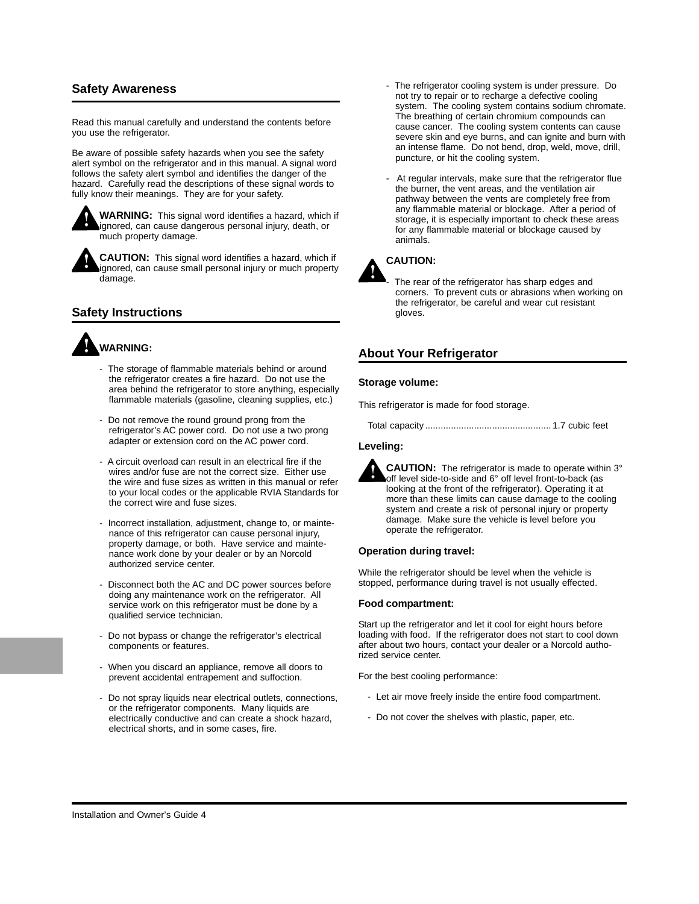## Safety Awareness

Read this manual carefully and understand the contents before you use the refrigerator.

Be aware of possible safety hazards when you see the safety alert symbol on the refrigerator and in this manual. A signal word follows the safety alert symbol and identifies the danger of the hazard. Carefully read the descriptions of these signal words to fully know their meanings. They are for your safety.

**WARNING:** This signal word identifies a hazard, which if ignored, can cause dangerous personal injury, death, or much property damage.

**CAUTION:** This signal word identifies a hazard, which if ignored, can cause small personal injury or much property damage.

## Safety Instructions

**WARNING:**

- The storage of flammable materials behind or around the refrigerator creates a fire hazard. Do not use the area behind the refrigerator to store anything, especially flammable materials (gasoline, cleaning supplies, etc.)
- Do not remove the round ground prong from the refrigerator's AC power cord. Do not use a two prong adapter or extension cord on the AC power cord.
- A circuit overload can result in an electrical fire if the wires and/or fuse are not the correct size. Either use the wire and fuse sizes as written in this manual or refer to your local codes or the applicable RVIA Standards for the correct wire and fuse sizes.
- Incorrect installation, adjustment, change to, or maintenance of this refrigerator can cause personal injury, property damage, or both. Have service and maintenance work done by your dealer or by an Norcold authorized service center.
- Disconnect both the AC and DC power sources before doing any maintenance work on the refrigerator. All service work on this refrigerator must be done by a qualified service technician.
- Do not bypass or change the refrigerator's electrical components or features.
- When you discard an appliance, remove all doors to prevent accidental entrapement and suffoction.
- Do not spray liquids near electrical outlets, connections, or the refrigerator components. Many liquids are electrically conductive and can create a shock hazard, electrical shorts, and in some cases, fire.
- The refrigerator cooling system is under pressure. Do not try to repair or to recharge a defective cooling system. The cooling system contains sodium chromate. The breathing of certain chromium compounds can cause cancer. The cooling system contents can cause severe skin and eye burns, and can ignite and burn with an intense flame. Do not bend, drop, weld, move, drill, puncture, or hit the cooling system.
- At regular intervals, make sure that the refrigerator flue the burner, the vent areas, and the ventilation air pathway between the vents are completely free from any flammable material or blockage. After a period of storage, it is especially important to check these areas for any flammable material or blockage caused by animals.

**CAUTION:**

- The rear of the refrigerator has sharp edges and corners. To prevent cuts or abrasions when working on the refrigerator, be careful and wear cut resistant gloves.

## About Your Refrigerator

### Storage volume:

This refrigerator is made for food storage.

Total capacity ................................................ 1.7 cubic feet

### Leveling:

**CAUTION:** The refrigerator is made to operate within 3° off level side-to-side and 6° off level front-to-back (as looking at the front of the refrigerator). Operating it at more than these limits can cause damage to the cooling system and create a risk of personal injury or property damage. Make sure the vehicle is level before you operate the refrigerator.

### Operation during travel:

While the refrigerator should be level when the vehicle is stopped, performance during travel is not usually effected.

### Food compartment:

Start up the refrigerator and let it cool for eight hours before loading with food. If the refrigerator does not start to cool down after about two hours, contact your dealer or a Norcold authorized service center.

For the best cooling performance:

- Let air move freely inside the entire food compartment.
- Do not cover the shelves with plastic, paper, etc.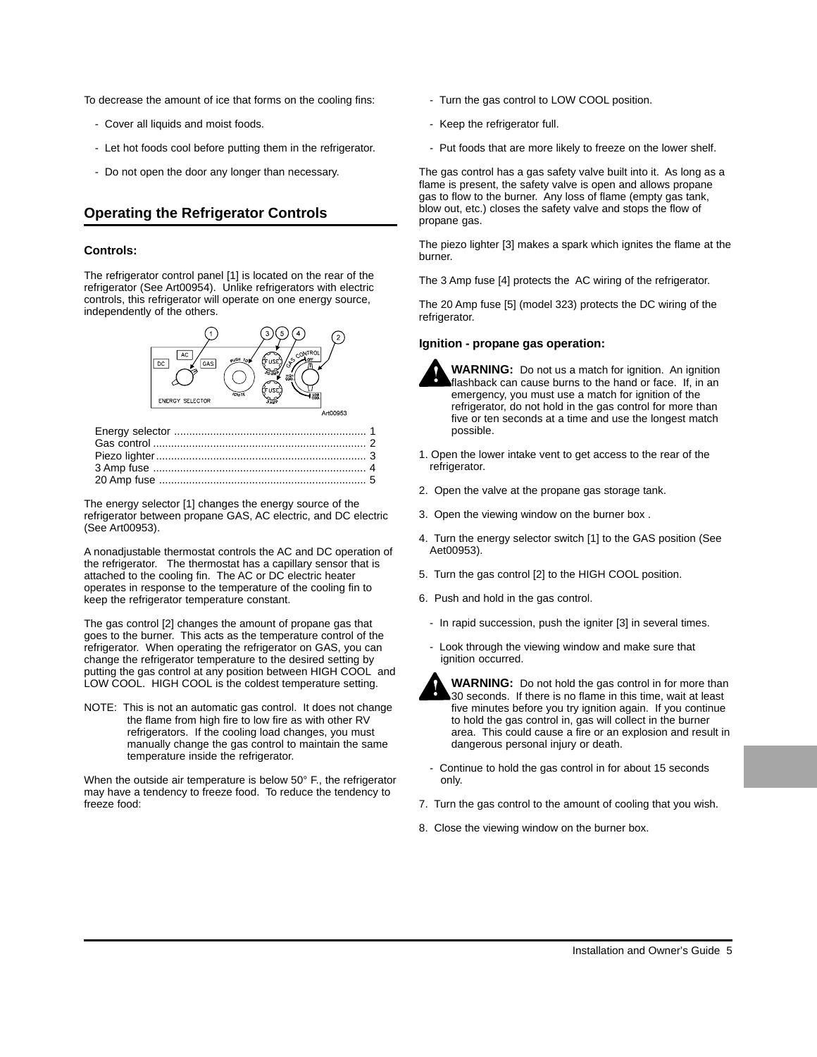To decrease the amount of ice that forms on the cooling fins:

- Cover all liquids and moist foods.
- Let hot foods cool before putting them in the refrigerator.
- Do not open the door any longer than necessary.

## Operating the Refrigerator Controls

### Controls:

The refrigerator control panel [1] is located on the rear of the refrigerator (See Art00954). Unlike refrigerators with electric controls, this refrigerator will operate on one energy source, independently of the others.

Art00953

Energy selector ................................................................ 1
Gas control ...................................................................... 2
Piezo lighter...................................................................... 3
3 Amp fuse ....................................................................... 4
20 Amp fuse ..................................................................... 5

The energy selector [1] changes the energy source of the refrigerator between propane GAS, AC electric, and DC electric (See Art00953).

A nonadjustable thermostat controls the AC and DC operation of the refrigerator. The thermostat has a capillary sensor that is attached to the cooling fin. The AC or DC electric heater operates in response to the temperature of the cooling fin to keep the refrigerator temperature constant.

The gas control [2] changes the amount of propane gas that goes to the burner. This acts as the temperature control of the refrigerator. When operating the refrigerator on GAS, you can change the refrigerator temperature to the desired setting by putting the gas control at any position between HIGH COOL and LOW COOL. HIGH COOL is the coldest temperature setting.

NOTE: This is not an automatic gas control. It does not change the flame from high fire to low fire as with other RV refrigerators. If the cooling load changes, you must manually change the gas control to maintain the same temperature inside the refrigerator.

When the outside air temperature is below 50° F., the refrigerator may have a tendency to freeze food. To reduce the tendency to freeze food:

- Turn the gas control to LOW COOL position.
- Keep the refrigerator full.
- Put foods that are more likely to freeze on the lower shelf.

The gas control has a gas safety valve built into it. As long as a flame is present, the safety valve is open and allows propane gas to flow to the burner. Any loss of flame (empty gas tank, blow out, etc.) closes the safety valve and stops the flow of propane gas.

The piezo lighter [3] makes a spark which ignites the flame at the burner.

The 3 Amp fuse [4] protects the AC wiring of the refrigerator.

The 20 Amp fuse [5] (model 323) protects the DC wiring of the refrigerator.

### Ignition - propane gas operation:

**WARNING:** Do not us a match for ignition. An ignition flashback can cause burns to the hand or face. If, in an emergency, you must use a match for ignition of the refrigerator, do not hold in the gas control for more than five or ten seconds at a time and use the longest match possible.

1. Open the lower intake vent to get access to the rear of the refrigerator.
2. Open the valve at the propane gas storage tank.
3. Open the viewing window on the burner box .
4. Turn the energy selector switch [1] to the GAS position (See Aet00953).
5. Turn the gas control [2] to the HIGH COOL position.
6. Push and hold in the gas control.
   - In rapid succession, push the igniter [3] in several times.
   - Look through the viewing window and make sure that ignition occurred.

   **WARNING:** Do not hold the gas control in for more than 30 seconds. If there is no flame in this time, wait at least five minutes before you try ignition again. If you continue to hold the gas control in, gas will collect in the burner area. This could cause a fire or an explosion and result in dangerous personal injury or death.

   - Continue to hold the gas control in for about 15 seconds only.
7. Turn the gas control to the amount of cooling that you wish.
8. Close the viewing window on the burner box.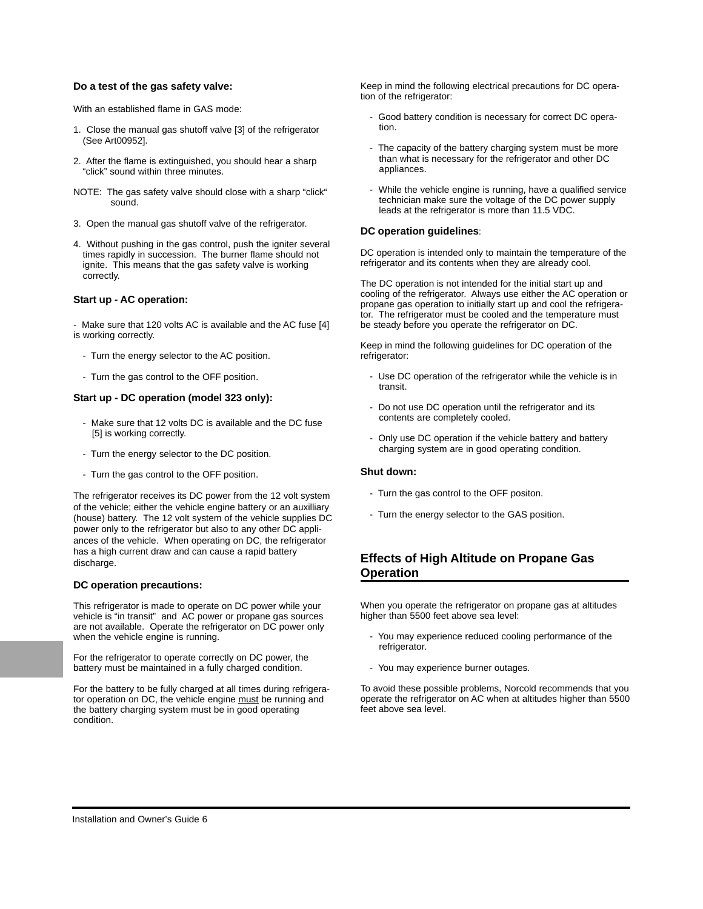**Do a test of the gas safety valve:**

With an established flame in GAS mode:

1. Close the manual gas shutoff valve [3] of the refrigerator (See Art00952].
2. After the flame is extinguished, you should hear a sharp “click” sound within three minutes.

NOTE: The gas safety valve should close with a sharp “click“ sound.

3. Open the manual gas shutoff valve of the refrigerator.
4. Without pushing in the gas control, push the igniter several times rapidly in succession. The burner flame should not ignite. This means that the gas safety valve is working correctly.

**Start up - AC operation:**

- Make sure that 120 volts AC is available and the AC fuse [4] is working correctly.

  - Turn the energy selector to the AC position.
  - Turn the gas control to the OFF position.

**Start up - DC operation (model 323 only):**

- Make sure that 12 volts DC is available and the DC fuse [5] is working correctly.
- Turn the energy selector to the DC position.
- Turn the gas control to the OFF position.

The refrigerator receives its DC power from the 12 volt system of the vehicle; either the vehicle engine battery or an auxilliary (house) battery. The 12 volt system of the vehicle supplies DC power only to the refrigerator but also to any other DC appliances of the vehicle. When operating on DC, the refrigerator has a high current draw and can cause a rapid battery discharge.

**DC operation precautions:**

This refrigerator is made to operate on DC power while your vehicle is “in transit” and AC power or propane gas sources are not available. Operate the refrigerator on DC power only when the vehicle engine is running.

For the refrigerator to operate correctly on DC power, the battery must be maintained in a fully charged condition.

For the battery to be fully charged at all times during refrigerator operation on DC, the vehicle engine must be running and the battery charging system must be in good operating condition.

Keep in mind the following electrical precautions for DC operation of the refrigerator:

- Good battery condition is necessary for correct DC operation.
- The capacity of the battery charging system must be more than what is necessary for the refrigerator and other DC appliances.
- While the vehicle engine is running, have a qualified service technician make sure the voltage of the DC power supply leads at the refrigerator is more than 11.5 VDC.

**DC operation guidelines**:

DC operation is intended only to maintain the temperature of the refrigerator and its contents when they are already cool.

The DC operation is not intended for the initial start up and cooling of the refrigerator. Always use either the AC operation or propane gas operation to initially start up and cool the refrigerator. The refrigerator must be cooled and the temperature must be steady before you operate the refrigerator on DC.

Keep in mind the following guidelines for DC operation of the refrigerator:

- Use DC operation of the refrigerator while the vehicle is in transit.
- Do not use DC operation until the refrigerator and its contents are completely cooled.
- Only use DC operation if the vehicle battery and battery charging system are in good operating condition.

**Shut down:**

- Turn the gas control to the OFF positon.
- Turn the energy selector to the GAS position.

## Effects of High Altitude on Propane Gas Operation

When you operate the refrigerator on propane gas at altitudes higher than 5500 feet above sea level:

- You may experience reduced cooling performance of the refrigerator.
- You may experience burner outages.

To avoid these possible problems, Norcold recommends that you operate the refrigerator on AC when at altitudes higher than 5500 feet above sea level.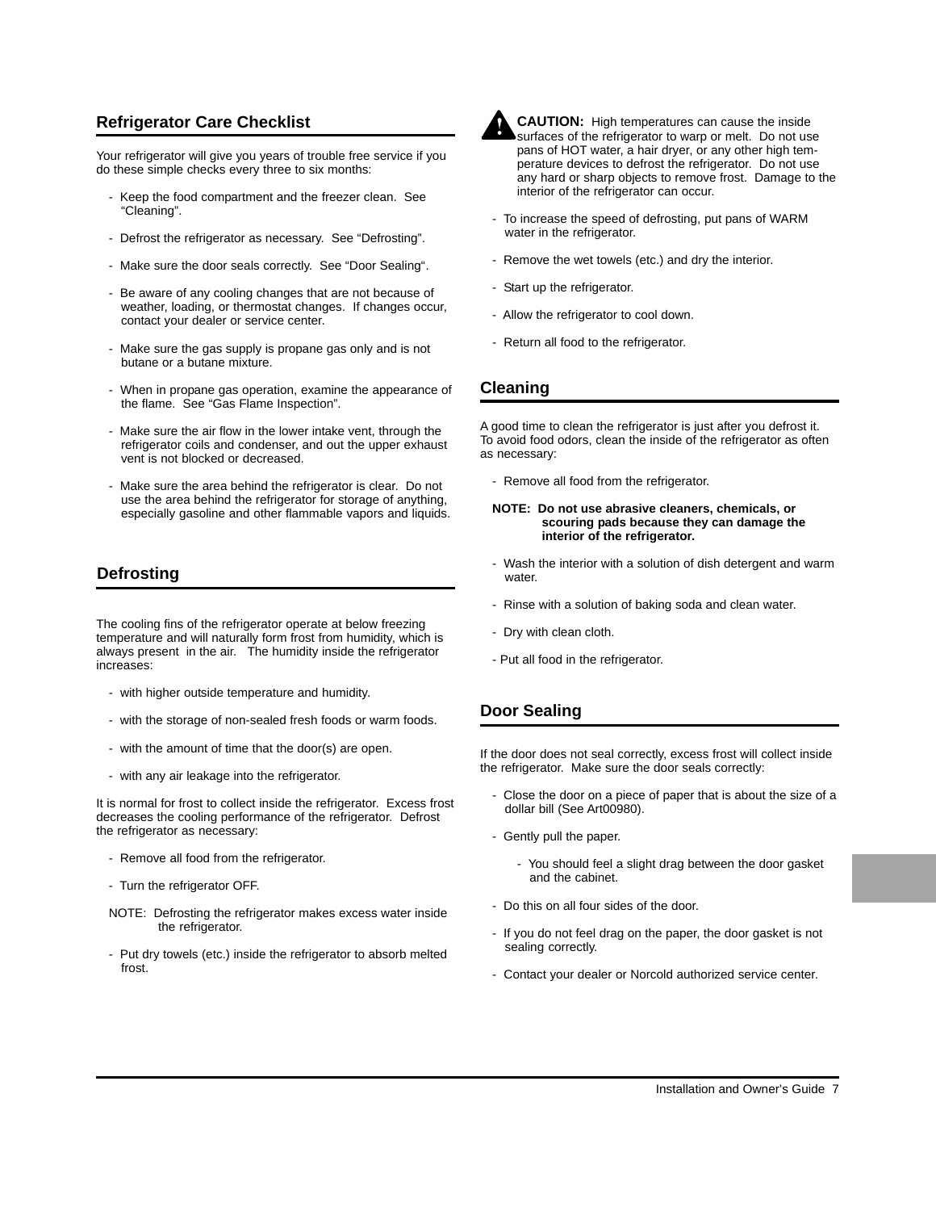## Refrigerator Care Checklist

Your refrigerator will give you years of trouble free service if you do these simple checks every three to six months:

- Keep the food compartment and the freezer clean. See "Cleaning".
- Defrost the refrigerator as necessary. See "Defrosting".
- Make sure the door seals correctly. See "Door Sealing".
- Be aware of any cooling changes that are not because of weather, loading, or thermostat changes. If changes occur, contact your dealer or service center.
- Make sure the gas supply is propane gas only and is not butane or a butane mixture.
- When in propane gas operation, examine the appearance of the flame. See "Gas Flame Inspection".
- Make sure the air flow in the lower intake vent, through the refrigerator coils and condenser, and out the upper exhaust vent is not blocked or decreased.
- Make sure the area behind the refrigerator is clear. Do not use the area behind the refrigerator for storage of anything, especially gasoline and other flammable vapors and liquids.

## Defrosting

The cooling fins of the refrigerator operate at below freezing temperature and will naturally form frost from humidity, which is always present in the air. The humidity inside the refrigerator increases:

- with higher outside temperature and humidity.
- with the storage of non-sealed fresh foods or warm foods.
- with the amount of time that the door(s) are open.
- with any air leakage into the refrigerator.

It is normal for frost to collect inside the refrigerator. Excess frost decreases the cooling performance of the refrigerator. Defrost the refrigerator as necessary:

- Remove all food from the refrigerator.
- Turn the refrigerator OFF.

NOTE: Defrosting the refrigerator makes excess water inside the refrigerator.

- Put dry towels (etc.) inside the refrigerator to absorb melted frost.

**CAUTION:** High temperatures can cause the inside surfaces of the refrigerator to warp or melt. Do not use pans of HOT water, a hair dryer, or any other high temperature devices to defrost the refrigerator. Do not use any hard or sharp objects to remove frost. Damage to the interior of the refrigerator can occur.

- To increase the speed of defrosting, put pans of WARM water in the refrigerator.
- Remove the wet towels (etc.) and dry the interior.
- Start up the refrigerator.
- Allow the refrigerator to cool down.
- Return all food to the refrigerator.

## Cleaning

A good time to clean the refrigerator is just after you defrost it. To avoid food odors, clean the inside of the refrigerator as often as necessary:

- Remove all food from the refrigerator.

**NOTE: Do not use abrasive cleaners, chemicals, or scouring pads because they can damage the interior of the refrigerator.**

- Wash the interior with a solution of dish detergent and warm water.
- Rinse with a solution of baking soda and clean water.
- Dry with clean cloth.
- Put all food in the refrigerator.

## Door Sealing

If the door does not seal correctly, excess frost will collect inside the refrigerator. Make sure the door seals correctly:

- Close the door on a piece of paper that is about the size of a dollar bill (See Art00980).
- Gently pull the paper.
    - You should feel a slight drag between the door gasket and the cabinet.
- Do this on all four sides of the door.
- If you do not feel drag on the paper, the door gasket is not sealing correctly.
- Contact your dealer or Norcold authorized service center.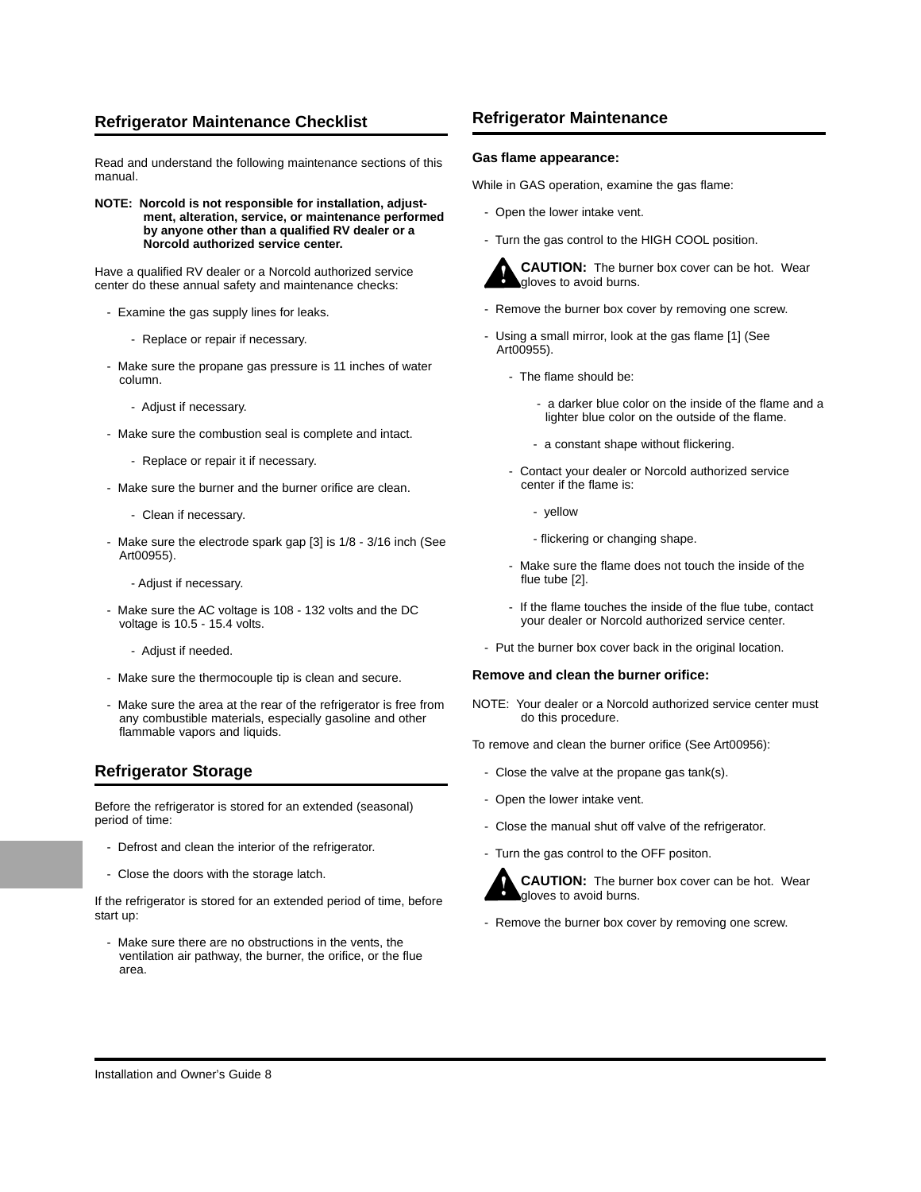## Refrigerator Maintenance Checklist

Read and understand the following maintenance sections of this manual.

**NOTE: Norcold is not responsible for installation, adjustment, alteration, service, or maintenance performed by anyone other than a qualified RV dealer or a Norcold authorized service center.**

Have a qualified RV dealer or a Norcold authorized service center do these annual safety and maintenance checks:

- Examine the gas supply lines for leaks.
  - Replace or repair if necessary.
- Make sure the propane gas pressure is 11 inches of water column.
  - Adjust if necessary.
- Make sure the combustion seal is complete and intact.
  - Replace or repair it if necessary.
- Make sure the burner and the burner orifice are clean.
  - Clean if necessary.
- Make sure the electrode spark gap [3] is 1/8 - 3/16 inch (See Art00955).
  - Adjust if necessary.
- Make sure the AC voltage is 108 - 132 volts and the DC voltage is 10.5 - 15.4 volts.
  - Adjust if needed.
- Make sure the thermocouple tip is clean and secure.
- Make sure the area at the rear of the refrigerator is free from any combustible materials, especially gasoline and other flammable vapors and liquids.

## Refrigerator Storage

Before the refrigerator is stored for an extended (seasonal) period of time:

- Defrost and clean the interior of the refrigerator.
- Close the doors with the storage latch.

If the refrigerator is stored for an extended period of time, before start up:

- Make sure there are no obstructions in the vents, the ventilation air pathway, the burner, the orifice, or the flue area.

## Refrigerator Maintenance

### Gas flame appearance:

While in GAS operation, examine the gas flame:

- Open the lower intake vent.
- Turn the gas control to the HIGH COOL position.

**CAUTION:** The burner box cover can be hot. Wear gloves to avoid burns.

- Remove the burner box cover by removing one screw.
- Using a small mirror, look at the gas flame [1] (See Art00955).
  - The flame should be:
    - a darker blue color on the inside of the flame and a lighter blue color on the outside of the flame.
    - a constant shape without flickering.
  - Contact your dealer or Norcold authorized service center if the flame is:
    - yellow
    - flickering or changing shape.
  - Make sure the flame does not touch the inside of the flue tube [2].
  - If the flame touches the inside of the flue tube, contact your dealer or Norcold authorized service center.
- Put the burner box cover back in the original location.

### Remove and clean the burner orifice:

NOTE: Your dealer or a Norcold authorized service center must do this procedure.

To remove and clean the burner orifice (See Art00956):

- Close the valve at the propane gas tank(s).
- Open the lower intake vent.
- Close the manual shut off valve of the refrigerator.
- Turn the gas control to the OFF positon.

**CAUTION:** The burner box cover can be hot. Wear gloves to avoid burns.

- Remove the burner box cover by removing one screw.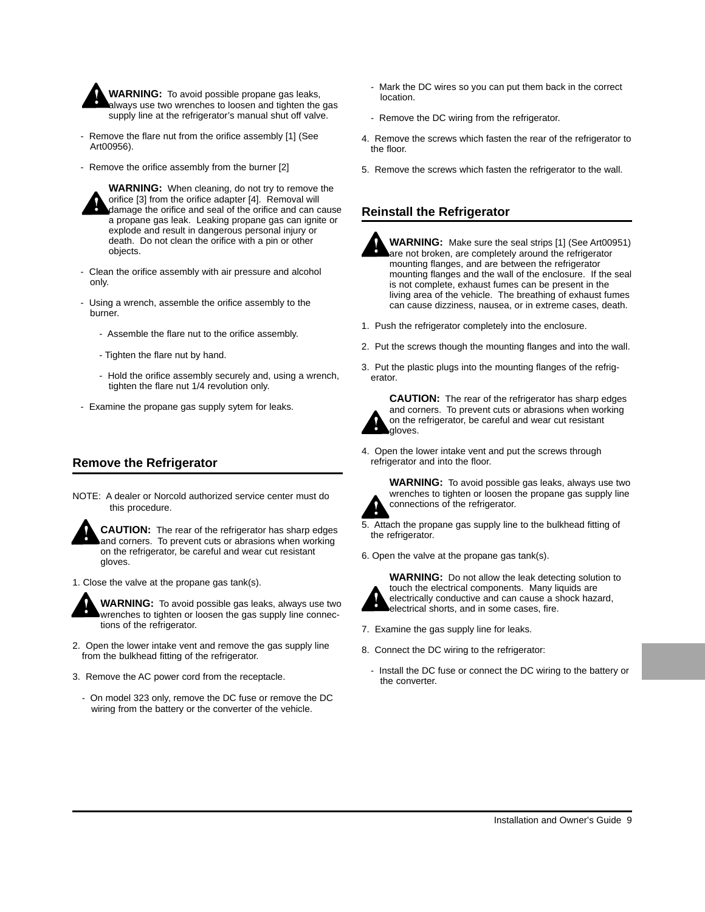**WARNING:** To avoid possible propane gas leaks, always use two wrenches to loosen and tighten the gas supply line at the refrigerator's manual shut off valve.

- Remove the flare nut from the orifice assembly [1] (See Art00956).

- Remove the orifice assembly from the burner [2]

**WARNING:** When cleaning, do not try to remove the orifice [3] from the orifice adapter [4]. Removal will damage the orifice and seal of the orifice and can cause a propane gas leak. Leaking propane gas can ignite or explode and result in dangerous personal injury or death. Do not clean the orifice with a pin or other objects.

- Clean the orifice assembly with air pressure and alcohol only.

- Using a wrench, assemble the orifice assembly to the burner.

    - Assemble the flare nut to the orifice assembly.

    - Tighten the flare nut by hand.

    - Hold the orifice assembly securely and, using a wrench, tighten the flare nut 1/4 revolution only.

- Examine the propane gas supply sytem for leaks.

## Remove the Refrigerator

NOTE: A dealer or Norcold authorized service center must do this procedure.

**CAUTION:** The rear of the refrigerator has sharp edges and corners. To prevent cuts or abrasions when working on the refrigerator, be careful and wear cut resistant gloves.

1. Close the valve at the propane gas tank(s).

**WARNING:** To avoid possible gas leaks, always use two wrenches to tighten or loosen the gas supply line connections of the refrigerator.

2. Open the lower intake vent and remove the gas supply line from the bulkhead fitting of the refrigerator.

3. Remove the AC power cord from the receptacle.

    - On model 323 only, remove the DC fuse or remove the DC wiring from the battery or the converter of the vehicle.

    - Mark the DC wires so you can put them back in the correct location.

    - Remove the DC wiring from the refrigerator.

4. Remove the screws which fasten the rear of the refrigerator to the floor.

5. Remove the screws which fasten the refrigerator to the wall.

## Reinstall the Refrigerator

**WARNING:** Make sure the seal strips [1] (See Art00951) are not broken, are completely around the refrigerator mounting flanges, and are between the refrigerator mounting flanges and the wall of the enclosure. If the seal is not complete, exhaust fumes can be present in the living area of the vehicle. The breathing of exhaust fumes can cause dizziness, nausea, or in extreme cases, death.

1. Push the refrigerator completely into the enclosure.

2. Put the screws though the mounting flanges and into the wall.

3. Put the plastic plugs into the mounting flanges of the refrigerator.

**CAUTION:** The rear of the refrigerator has sharp edges and corners. To prevent cuts or abrasions when working on the refrigerator, be careful and wear cut resistant gloves.

4. Open the lower intake vent and put the screws through refrigerator and into the floor.

**WARNING:** To avoid possible gas leaks, always use two wrenches to tighten or loosen the propane gas supply line connections of the refrigerator.

5. Attach the propane gas supply line to the bulkhead fitting of the refrigerator.

6. Open the valve at the propane gas tank(s).

**WARNING:** Do not allow the leak detecting solution to touch the electrical components. Many liquids are electrically conductive and can cause a shock hazard, electrical shorts, and in some cases, fire.

7. Examine the gas supply line for leaks.

8. Connect the DC wiring to the refrigerator:

    - Install the DC fuse or connect the DC wiring to the battery or the converter.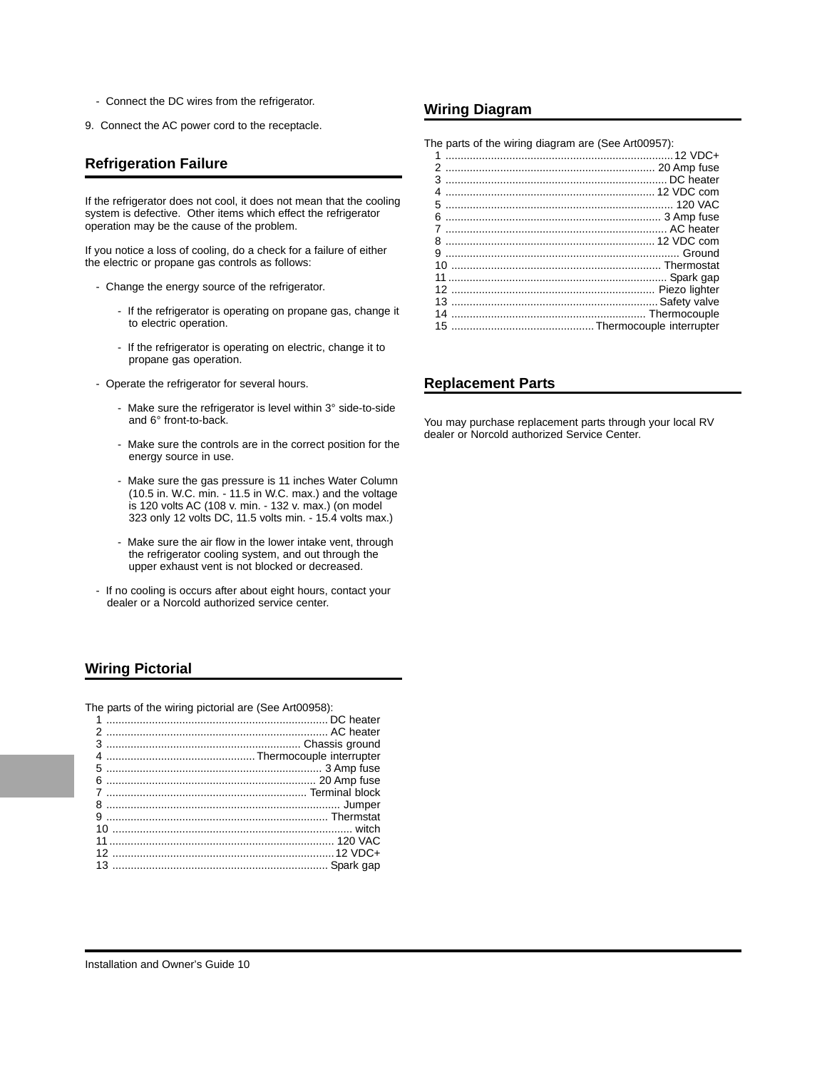- Connect the DC wires from the refrigerator.

9. Connect the AC power cord to the receptacle.

## Refrigeration Failure

If the refrigerator does not cool, it does not mean that the cooling system is defective. Other items which effect the refrigerator operation may be the cause of the problem.

If you notice a loss of cooling, do a check for a failure of either the electric or propane gas controls as follows:

- Change the energy source of the refrigerator.
  - If the refrigerator is operating on propane gas, change it to electric operation.
  - If the refrigerator is operating on electric, change it to propane gas operation.
- Operate the refrigerator for several hours.
  - Make sure the refrigerator is level within 3° side-to-side and 6° front-to-back.
  - Make sure the controls are in the correct position for the energy source in use.
  - Make sure the gas pressure is 11 inches Water Column (10.5 in. W.C. min. - 11.5 in W.C. max.) and the voltage is 120 volts AC (108 v. min. - 132 v. max.) (on model 323 only 12 volts DC, 11.5 volts min. - 15.4 volts max.)
  - Make sure the air flow in the lower intake vent, through the refrigerator cooling system, and out through the upper exhaust vent is not blocked or decreased.
- If no cooling is occurs after about eight hours, contact your dealer or a Norcold authorized service center.

## Wiring Pictorial

The parts of the wiring pictorial are (See Art00958):

1 ........ DC heater
2 ........ AC heater
3 ........ Chassis ground
4 ........ Thermocouple interrupter
5 ........ 3 Amp fuse
6 ........ 20 Amp fuse
7 ........ Terminal block
8 ........ Jumper
9 ........ Thermstat
10 ........ witch
11 ........ 120 VAC
12 ........ 12 VDC+
13 ........ Spark gap

## Wiring Diagram

The parts of the wiring diagram are (See Art00957):

1 ........ 12 VDC+
2 ........ 20 Amp fuse
3 ........ DC heater
4 ........ 12 VDC com
5 ........ 120 VAC
6 ........ 3 Amp fuse
7 ........ AC heater
8 ........ 12 VDC com
9 ........ Ground
10 ........ Thermostat
11 ........ Spark gap
12 ........ Piezo lighter
13 ........ Safety valve
14 ........ Thermocouple
15 ........ Thermocouple interrupter

## Replacement Parts

You may purchase replacement parts through your local RV dealer or Norcold authorized Service Center.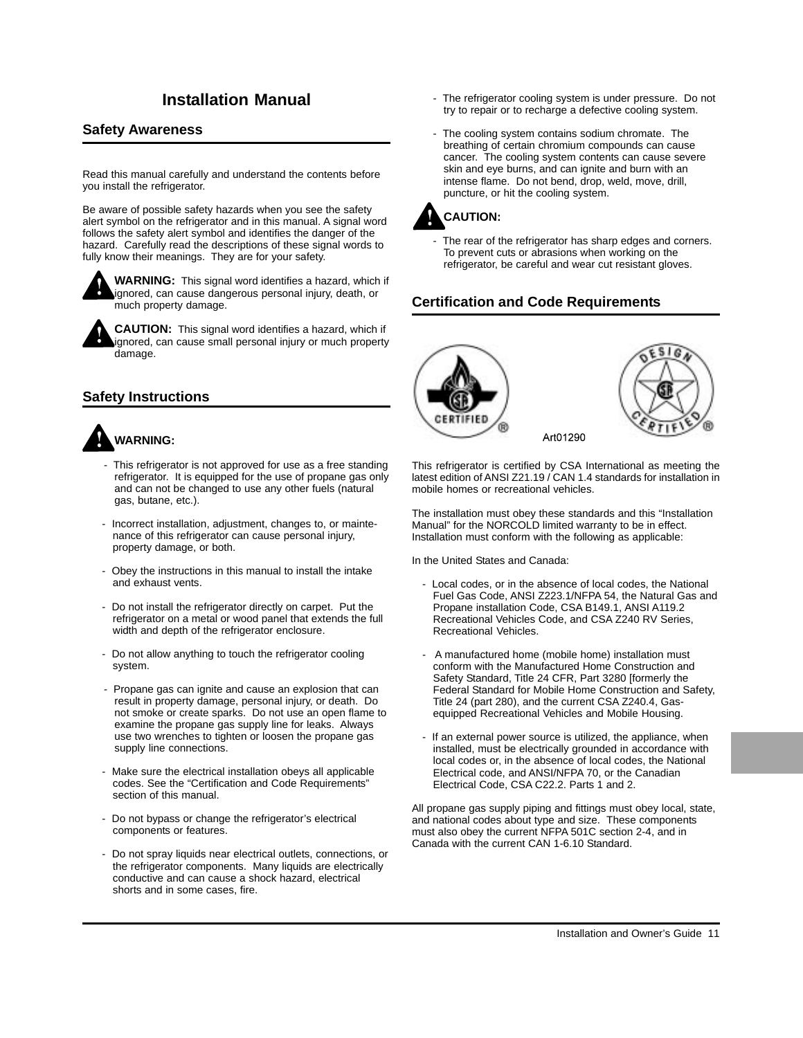# Installation Manual

## Safety Awareness

Read this manual carefully and understand the contents before you install the refrigerator.

Be aware of possible safety hazards when you see the safety alert symbol on the refrigerator and in this manual. A signal word follows the safety alert symbol and identifies the danger of the hazard. Carefully read the descriptions of these signal words to fully know their meanings. They are for your safety.

**WARNING:** This signal word identifies a hazard, which if ignored, can cause dangerous personal injury, death, or much property damage.

**CAUTION:** This signal word identifies a hazard, which if ignored, can cause small personal injury or much property damage.

## Safety Instructions

**WARNING:**

- This refrigerator is not approved for use as a free standing refrigerator. It is equipped for the use of propane gas only and can not be changed to use any other fuels (natural gas, butane, etc.).
- Incorrect installation, adjustment, changes to, or maintenance of this refrigerator can cause personal injury, property damage, or both.
- Obey the instructions in this manual to install the intake and exhaust vents.
- Do not install the refrigerator directly on carpet. Put the refrigerator on a metal or wood panel that extends the full width and depth of the refrigerator enclosure.
- Do not allow anything to touch the refrigerator cooling system.
- Propane gas can ignite and cause an explosion that can result in property damage, personal injury, or death. Do not smoke or create sparks. Do not use an open flame to examine the propane gas supply line for leaks. Always use two wrenches to tighten or loosen the propane gas supply line connections.
- Make sure the electrical installation obeys all applicable codes. See the "Certification and Code Requirements" section of this manual.
- Do not bypass or change the refrigerator's electrical components or features.
- Do not spray liquids near electrical outlets, connections, or the refrigerator components. Many liquids are electrically conductive and can cause a shock hazard, electrical shorts and in some cases, fire.
- The refrigerator cooling system is under pressure. Do not try to repair or to recharge a defective cooling system.
- The cooling system contains sodium chromate. The breathing of certain chromium compounds can cause cancer. The cooling system contents can cause severe skin and eye burns, and can ignite and burn with an intense flame. Do not bend, drop, weld, move, drill, puncture, or hit the cooling system.

**CAUTION:**

- The rear of the refrigerator has sharp edges and corners. To prevent cuts or abrasions when working on the refrigerator, be careful and wear cut resistant gloves.

## Certification and Code Requirements

Art01290

This refrigerator is certified by CSA International as meeting the latest edition of ANSI Z21.19 / CAN 1.4 standards for installation in mobile homes or recreational vehicles.

The installation must obey these standards and this "Installation Manual" for the NORCOLD limited warranty to be in effect. Installation must conform with the following as applicable:

In the United States and Canada:

- Local codes, or in the absence of local codes, the National Fuel Gas Code, ANSI Z223.1/NFPA 54, the Natural Gas and Propane installation Code, CSA B149.1, ANSI A119.2 Recreational Vehicles Code, and CSA Z240 RV Series, Recreational Vehicles.
- A manufactured home (mobile home) installation must conform with the Manufactured Home Construction and Safety Standard, Title 24 CFR, Part 3280 [formerly the Federal Standard for Mobile Home Construction and Safety, Title 24 (part 280), and the current CSA Z240.4, Gas-equipped Recreational Vehicles and Mobile Housing.
- If an external power source is utilized, the appliance, when installed, must be electrically grounded in accordance with local codes or, in the absence of local codes, the National Electrical code, and ANSI/NFPA 70, or the Canadian Electrical Code, CSA C22.2. Parts 1 and 2.

All propane gas supply piping and fittings must obey local, state, and national codes about type and size. These components must also obey the current NFPA 501C section 2-4, and in Canada with the current CAN 1-6.10 Standard.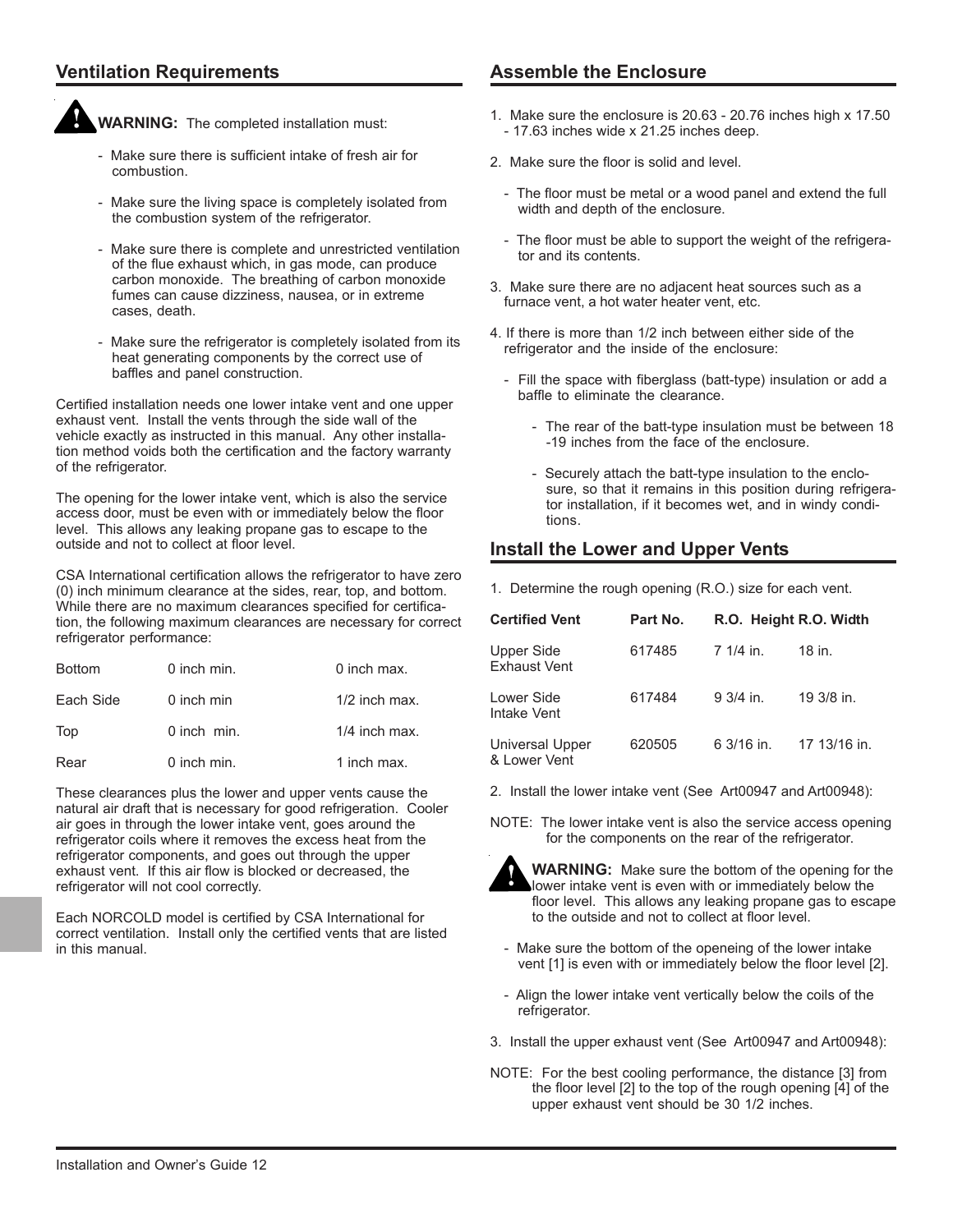## Ventilation Requirements

**WARNING:** The completed installation must:

- Make sure there is sufficient intake of fresh air for combustion.
- Make sure the living space is completely isolated from the combustion system of the refrigerator.
- Make sure there is complete and unrestricted ventilation of the flue exhaust which, in gas mode, can produce carbon monoxide. The breathing of carbon monoxide fumes can cause dizziness, nausea, or in extreme cases, death.
- Make sure the refrigerator is completely isolated from its heat generating components by the correct use of baffles and panel construction.

Certified installation needs one lower intake vent and one upper exhaust vent. Install the vents through the side wall of the vehicle exactly as instructed in this manual. Any other installation method voids both the certification and the factory warranty of the refrigerator.

The opening for the lower intake vent, which is also the service access door, must be even with or immediately below the floor level. This allows any leaking propane gas to escape to the outside and not to collect at floor level.

CSA International certification allows the refrigerator to have zero (0) inch minimum clearance at the sides, rear, top, and bottom. While there are no maximum clearances specified for certification, the following maximum clearances are necessary for correct refrigerator performance:

| | | |
|---|---|---|
| Bottom | 0 inch min. | 0 inch max. |
| Each Side | 0 inch min | 1/2 inch max. |
| Top | 0 inch min. | 1/4 inch max. |
| Rear | 0 inch min. | 1 inch max. |

These clearances plus the lower and upper vents cause the natural air draft that is necessary for good refrigeration. Cooler air goes in through the lower intake vent, goes around the refrigerator coils where it removes the excess heat from the refrigerator components, and goes out through the upper exhaust vent. If this air flow is blocked or decreased, the refrigerator will not cool correctly.

Each NORCOLD model is certified by CSA International for correct ventilation. Install only the certified vents that are listed in this manual.

## Assemble the Enclosure

1. Make sure the enclosure is 20.63 - 20.76 inches high x 17.50 - 17.63 inches wide x 21.25 inches deep.

2. Make sure the floor is solid and level.
   - The floor must be metal or a wood panel and extend the full width and depth of the enclosure.
   - The floor must be able to support the weight of the refrigerator and its contents.

3. Make sure there are no adjacent heat sources such as a furnace vent, a hot water heater vent, etc.

4. If there is more than 1/2 inch between either side of the refrigerator and the inside of the enclosure:
   - Fill the space with fiberglass (batt-type) insulation or add a baffle to eliminate the clearance.
     - The rear of the batt-type insulation must be between 18 -19 inches from the face of the enclosure.
     - Securely attach the batt-type insulation to the enclosure, so that it remains in this position during refrigerator installation, if it becomes wet, and in windy conditions.

## Install the Lower and Upper Vents

1. Determine the rough opening (R.O.) size for each vent.

| Certified Vent | Part No. | R.O. Height | R.O. Width |
|---|---|---|---|
| Upper Side Exhaust Vent | 617485 | 7 1/4 in. | 18 in. |
| Lower Side Intake Vent | 617484 | 9 3/4 in. | 19 3/8 in. |
| Universal Upper & Lower Vent | 620505 | 6 3/16 in. | 17 13/16 in. |

2. Install the lower intake vent (See Art00947 and Art00948):

NOTE: The lower intake vent is also the service access opening for the components on the rear of the refrigerator.

**WARNING:** Make sure the bottom of the opening for the lower intake vent is even with or immediately below the floor level. This allows any leaking propane gas to escape to the outside and not to collect at floor level.

- Make sure the bottom of the openeing of the lower intake vent [1] is even with or immediately below the floor level [2].
- Align the lower intake vent vertically below the coils of the refrigerator.

3. Install the upper exhaust vent (See Art00947 and Art00948):

NOTE: For the best cooling performance, the distance [3] from the floor level [2] to the top of the rough opening [4] of the upper exhaust vent should be 30 1/2 inches.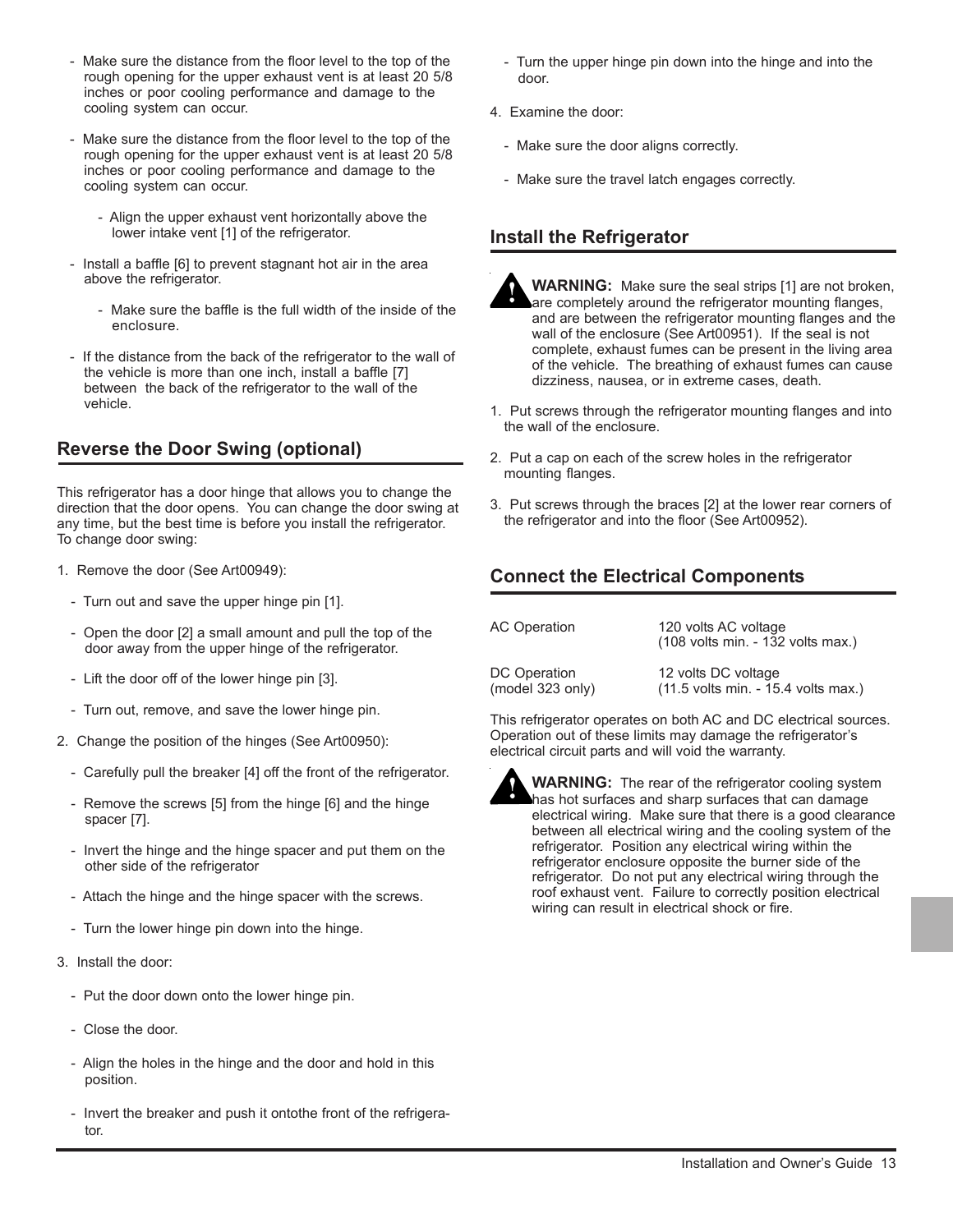- Make sure the distance from the floor level to the top of the rough opening for the upper exhaust vent is at least 20 5/8 inches or poor cooling performance and damage to the cooling system can occur.

- Make sure the distance from the floor level to the top of the rough opening for the upper exhaust vent is at least 20 5/8 inches or poor cooling performance and damage to the cooling system can occur.

  - Align the upper exhaust vent horizontally above the lower intake vent [1] of the refrigerator.

- Install a baffle [6] to prevent stagnant hot air in the area above the refrigerator.

  - Make sure the baffle is the full width of the inside of the enclosure.

- If the distance from the back of the refrigerator to the wall of the vehicle is more than one inch, install a baffle [7] between the back of the refrigerator to the wall of the vehicle.

## Reverse the Door Swing (optional)

This refrigerator has a door hinge that allows you to change the direction that the door opens. You can change the door swing at any time, but the best time is before you install the refrigerator. To change door swing:

1. Remove the door (See Art00949):
   - Turn out and save the upper hinge pin [1].
   - Open the door [2] a small amount and pull the top of the door away from the upper hinge of the refrigerator.
   - Lift the door off of the lower hinge pin [3].
   - Turn out, remove, and save the lower hinge pin.
2. Change the position of the hinges (See Art00950):
   - Carefully pull the breaker [4] off the front of the refrigerator.
   - Remove the screws [5] from the hinge [6] and the hinge spacer [7].
   - Invert the hinge and the hinge spacer and put them on the other side of the refrigerator
   - Attach the hinge and the hinge spacer with the screws.
   - Turn the lower hinge pin down into the hinge.
3. Install the door:
   - Put the door down onto the lower hinge pin.
   - Close the door.
   - Align the holes in the hinge and the door and hold in this position.
   - Invert the breaker and push it ontothe front of the refrigerator.
   - Turn the upper hinge pin down into the hinge and into the door.
4. Examine the door:
   - Make sure the door aligns correctly.
   - Make sure the travel latch engages correctly.

## Install the Refrigerator

**WARNING:** Make sure the seal strips [1] are not broken, are completely around the refrigerator mounting flanges, and are between the refrigerator mounting flanges and the wall of the enclosure (See Art00951). If the seal is not complete, exhaust fumes can be present in the living area of the vehicle. The breathing of exhaust fumes can cause dizziness, nausea, or in extreme cases, death.

1. Put screws through the refrigerator mounting flanges and into the wall of the enclosure.
2. Put a cap on each of the screw holes in the refrigerator mounting flanges.
3. Put screws through the braces [2] at the lower rear corners of the refrigerator and into the floor (See Art00952).

## Connect the Electrical Components

| | |
|---|---|
| AC Operation | 120 volts AC voltage (108 volts min. - 132 volts max.) |
| DC Operation (model 323 only) | 12 volts DC voltage (11.5 volts min. - 15.4 volts max.) |

This refrigerator operates on both AC and DC electrical sources. Operation out of these limits may damage the refrigerator's electrical circuit parts and will void the warranty.

**WARNING:** The rear of the refrigerator cooling system has hot surfaces and sharp surfaces that can damage electrical wiring. Make sure that there is a good clearance between all electrical wiring and the cooling system of the refrigerator. Position any electrical wiring within the refrigerator enclosure opposite the burner side of the refrigerator. Do not put any electrical wiring through the roof exhaust vent. Failure to correctly position electrical wiring can result in electrical shock or fire.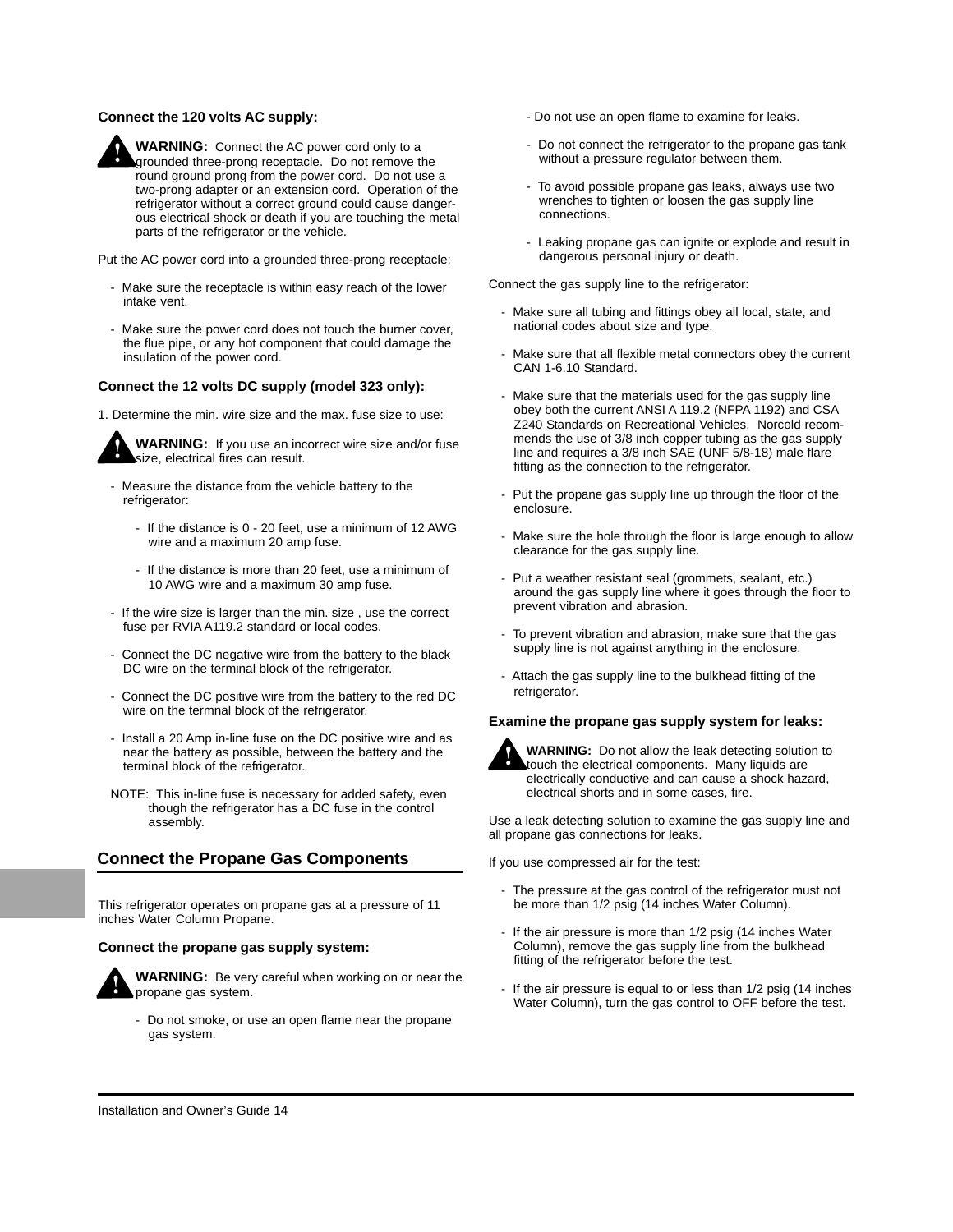**Connect the 120 volts AC supply:**

**WARNING:** Connect the AC power cord only to a grounded three-prong receptacle. Do not remove the round ground prong from the power cord. Do not use a two-prong adapter or an extension cord. Operation of the refrigerator without a correct ground could cause dangerous electrical shock or death if you are touching the metal parts of the refrigerator or the vehicle.

Put the AC power cord into a grounded three-prong receptacle:

- Make sure the receptacle is within easy reach of the lower intake vent.
- Make sure the power cord does not touch the burner cover, the flue pipe, or any hot component that could damage the insulation of the power cord.

**Connect the 12 volts DC supply (model 323 only):**

1. Determine the min. wire size and the max. fuse size to use:

**WARNING:** If you use an incorrect wire size and/or fuse size, electrical fires can result.

- Measure the distance from the vehicle battery to the refrigerator:
  - If the distance is 0 - 20 feet, use a minimum of 12 AWG wire and a maximum 20 amp fuse.
  - If the distance is more than 20 feet, use a minimum of 10 AWG wire and a maximum 30 amp fuse.
- If the wire size is larger than the min. size , use the correct fuse per RVIA A119.2 standard or local codes.
- Connect the DC negative wire from the battery to the black DC wire on the terminal block of the refrigerator.
- Connect the DC positive wire from the battery to the red DC wire on the termnal block of the refrigerator.
- Install a 20 Amp in-line fuse on the DC positive wire and as near the battery as possible, between the battery and the terminal block of the refrigerator.

NOTE: This in-line fuse is necessary for added safety, even though the refrigerator has a DC fuse in the control assembly.

## Connect the Propane Gas Components

This refrigerator operates on propane gas at a pressure of 11 inches Water Column Propane.

**Connect the propane gas supply system:**

**WARNING:** Be very careful when working on or near the propane gas system.

- Do not smoke, or use an open flame near the propane gas system.
- Do not use an open flame to examine for leaks.
- Do not connect the refrigerator to the propane gas tank without a pressure regulator between them.
- To avoid possible propane gas leaks, always use two wrenches to tighten or loosen the gas supply line connections.
- Leaking propane gas can ignite or explode and result in dangerous personal injury or death.

Connect the gas supply line to the refrigerator:

- Make sure all tubing and fittings obey all local, state, and national codes about size and type.
- Make sure that all flexible metal connectors obey the current CAN 1-6.10 Standard.
- Make sure that the materials used for the gas supply line obey both the current ANSI A 119.2 (NFPA 1192) and CSA Z240 Standards on Recreational Vehicles. Norcold recommends the use of 3/8 inch copper tubing as the gas supply line and requires a 3/8 inch SAE (UNF 5/8-18) male flare fitting as the connection to the refrigerator.
- Put the propane gas supply line up through the floor of the enclosure.
- Make sure the hole through the floor is large enough to allow clearance for the gas supply line.
- Put a weather resistant seal (grommets, sealant, etc.) around the gas supply line where it goes through the floor to prevent vibration and abrasion.
- To prevent vibration and abrasion, make sure that the gas supply line is not against anything in the enclosure.
- Attach the gas supply line to the bulkhead fitting of the refrigerator.

**Examine the propane gas supply system for leaks:**

**WARNING:** Do not allow the leak detecting solution to touch the electrical components. Many liquids are electrically conductive and can cause a shock hazard, electrical shorts and in some cases, fire.

Use a leak detecting solution to examine the gas supply line and all propane gas connections for leaks.

If you use compressed air for the test:

- The pressure at the gas control of the refrigerator must not be more than 1/2 psig (14 inches Water Column).
- If the air pressure is more than 1/2 psig (14 inches Water Column), remove the gas supply line from the bulkhead fitting of the refrigerator before the test.
- If the air pressure is equal to or less than 1/2 psig (14 inches Water Column), turn the gas control to OFF before the test.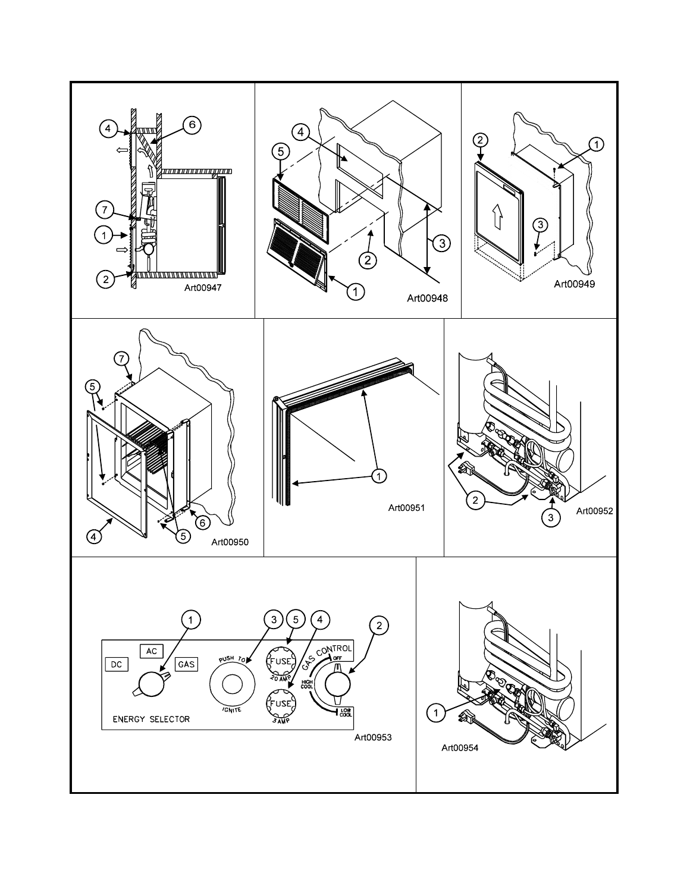Art00947

Art00948

Art00949

Art00950

Art00951

Art00952

Art00953

Art00954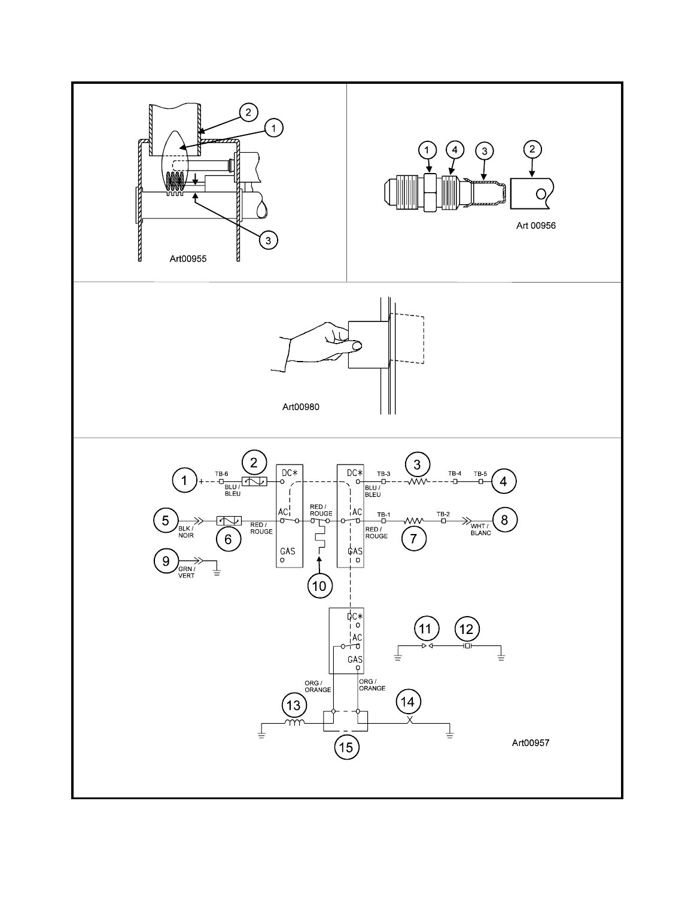Art00955

Art 00956

Art00980

DC* AC GAS

TB-6 BLU / BLEU

TB-3 BLU / BLEU TB-4 TB-5

BLK / NOIR RED / ROUGE

RED / ROUGE

TB-1 RED / ROUGE TB-2 WHT / BLANC

GRN / VERT

ORG / ORANGE

ORG / ORANGE

Art00957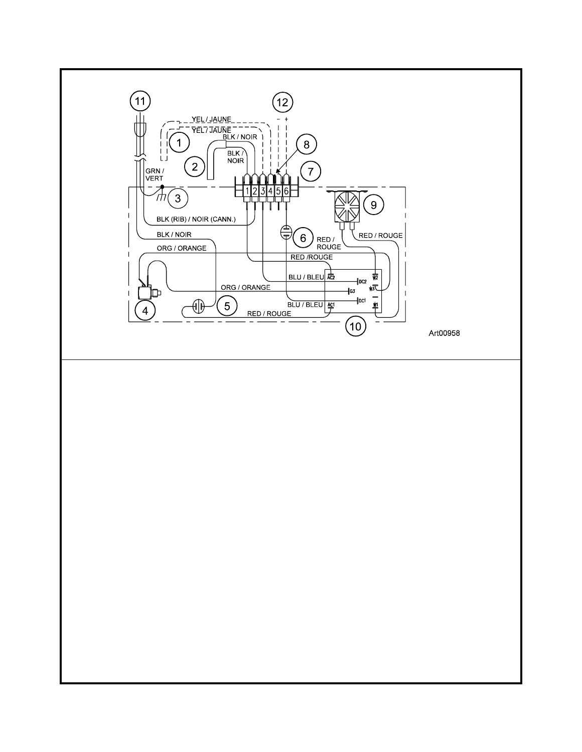11

12

YEL / JAUNE

YEL / JAUNE

1

BLK / NOIR

BLK / NOIR

8

2

7

GRN / VERT

1 2 3 4 5 6

3

9

BLK (RIB) / NOIR (CANN.)

BLK / NOIR

6

RED / ROUGE

RED / ROUGE

ORG / ORANGE

RED /ROUGE

BLU / BLEU

AC2

DC2

W2

W3

ORG / ORANGE

G3

4

5

BLU / BLEU

AC1

DC1

W1

RED / ROUGE

10

Art00958